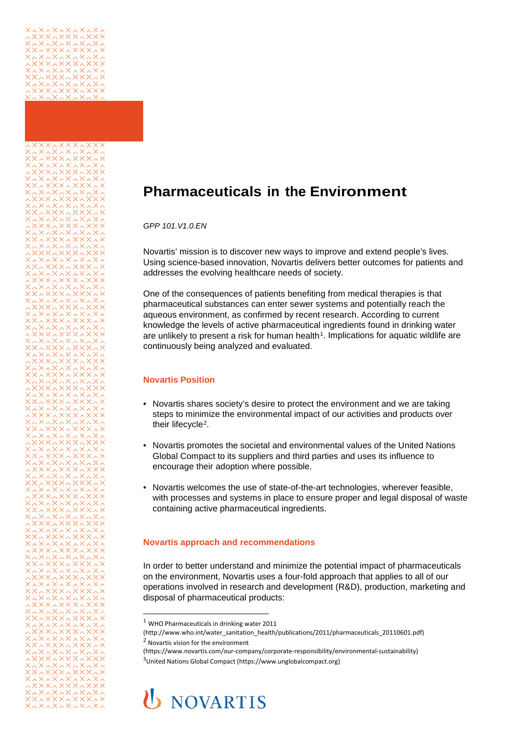# Pharmaceuticals in the Environment

*GPP 101.V1.0.EN*

Novartis' mission is to discover new ways to improve and extend people's lives. Using science-based innovation, Novartis delivers better outcomes for patients and addresses the evolving healthcare needs of society.

One of the consequences of patients benefiting from medical therapies is that pharmaceutical substances can enter sewer systems and potentially reach the aqueous environment, as confirmed by recent research. According to current knowledge the levels of active pharmaceutical ingredients found in drinking water are unlikely to present a risk for human health[1]. Implications for aquatic wildlife are continuously being analyzed and evaluated.

## Novartis Position

- Novartis shares society's desire to protect the environment and we are taking steps to minimize the environmental impact of our activities and products over their lifecycle[2].
- Novartis promotes the societal and environmental values of the United Nations Global Compact to its suppliers and third parties and uses its influence to encourage their adoption where possible.
- Novartis welcomes the use of state-of-the-art technologies, wherever feasible, with processes and systems in place to ensure proper and legal disposal of waste containing active pharmaceutical ingredients.

## Novartis approach and recommendations

In order to better understand and minimize the potential impact of pharmaceuticals on the environment, Novartis uses a four-fold approach that applies to all of our operations involved in research and development (R&D), production, marketing and disposal of pharmaceutical products:

---

[1] WHO Pharmaceuticals in drinking water 2011 (http://www.who.int/water_sanitation_health/publications/2011/pharmaceuticals_20110601.pdf)

[2] Novartis vision for the environment (https://www.novartis.com/our-company/corporate-responsibility/environmental-sustainability)

[3] United Nations Global Compact (https://www.unglobalcompact.org)

NOVARTIS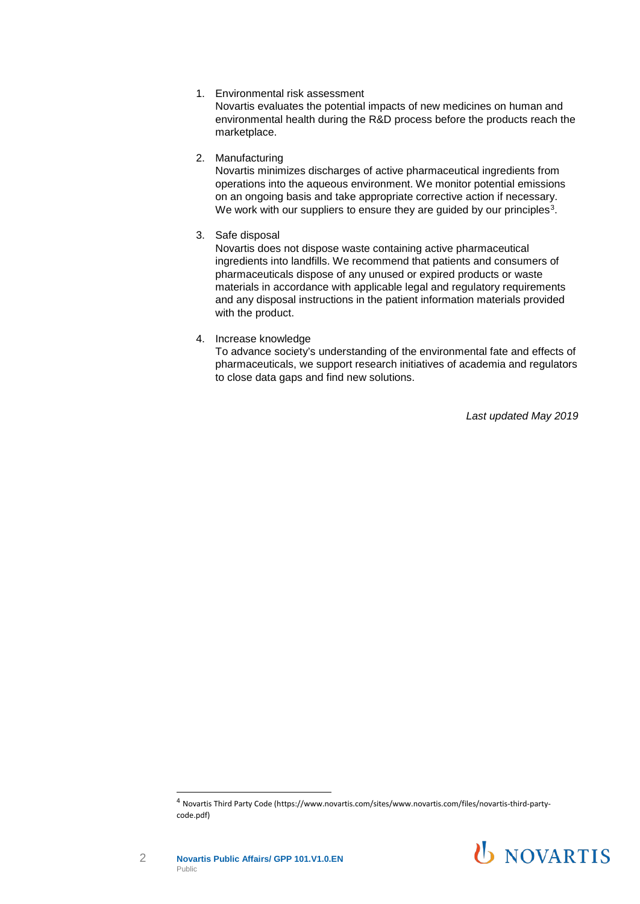1. Environmental risk assessment
   Novartis evaluates the potential impacts of new medicines on human and environmental health during the R&D process before the products reach the marketplace.

2. Manufacturing
   Novartis minimizes discharges of active pharmaceutical ingredients from operations into the aqueous environment. We monitor potential emissions on an ongoing basis and take appropriate corrective action if necessary. We work with our suppliers to ensure they are guided by our principles[3].

3. Safe disposal
   Novartis does not dispose waste containing active pharmaceutical ingredients into landfills. We recommend that patients and consumers of pharmaceuticals dispose of any unused or expired products or waste materials in accordance with applicable legal and regulatory requirements and any disposal instructions in the patient information materials provided with the product.

4. Increase knowledge
   To advance society's understanding of the environmental fate and effects of pharmaceuticals, we support research initiatives of academia and regulators to close data gaps and find new solutions.

*Last updated May 2019*

---

[4] Novartis Third Party Code (https://www.novartis.com/sites/www.novartis.com/files/novartis-third-party-code.pdf)